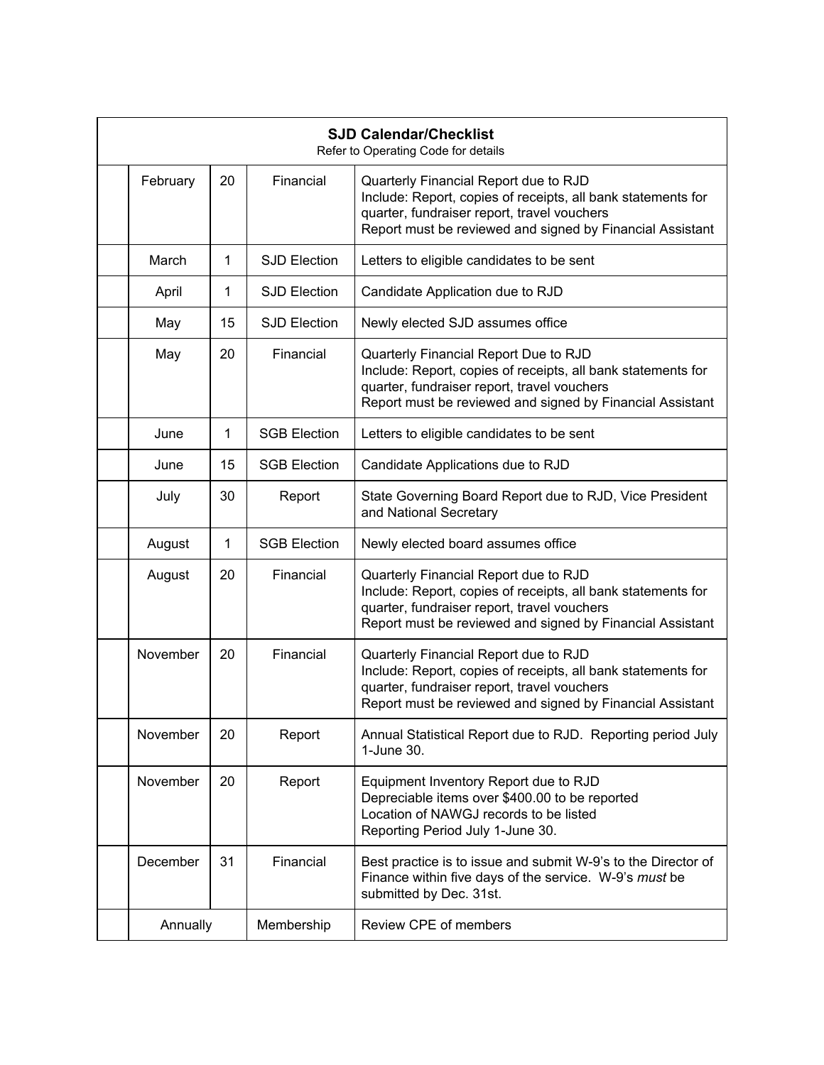## SJD Calendar/Checklist

Refer to Operating Code for details

| | Month | Day | Category | Description |
|---|---|---|---|---|
| | February | 20 | Financial | Quarterly Financial Report due to RJD<br>Include: Report, copies of receipts, all bank statements for quarter, fundraiser report, travel vouchers<br>Report must be reviewed and signed by Financial Assistant |
| | March | 1 | SJD Election | Letters to eligible candidates to be sent |
| | April | 1 | SJD Election | Candidate Application due to RJD |
| | May | 15 | SJD Election | Newly elected SJD assumes office |
| | May | 20 | Financial | Quarterly Financial Report Due to RJD<br>Include: Report, copies of receipts, all bank statements for quarter, fundraiser report, travel vouchers<br>Report must be reviewed and signed by Financial Assistant |
| | June | 1 | SGB Election | Letters to eligible candidates to be sent |
| | June | 15 | SGB Election | Candidate Applications due to RJD |
| | July | 30 | Report | State Governing Board Report due to RJD, Vice President and National Secretary |
| | August | 1 | SGB Election | Newly elected board assumes office |
| | August | 20 | Financial | Quarterly Financial Report due to RJD<br>Include: Report, copies of receipts, all bank statements for quarter, fundraiser report, travel vouchers<br>Report must be reviewed and signed by Financial Assistant |
| | November | 20 | Financial | Quarterly Financial Report due to RJD<br>Include: Report, copies of receipts, all bank statements for quarter, fundraiser report, travel vouchers<br>Report must be reviewed and signed by Financial Assistant |
| | November | 20 | Report | Annual Statistical Report due to RJD. Reporting period July 1-June 30. |
| | November | 20 | Report | Equipment Inventory Report due to RJD<br>Depreciable items over $400.00 to be reported<br>Location of NAWGJ records to be listed<br>Reporting Period July 1-June 30. |
| | December | 31 | Financial | Best practice is to issue and submit W-9's to the Director of Finance within five days of the service. W-9's *must* be submitted by Dec. 31st. |
| | Annually | | Membership | Review CPE of members |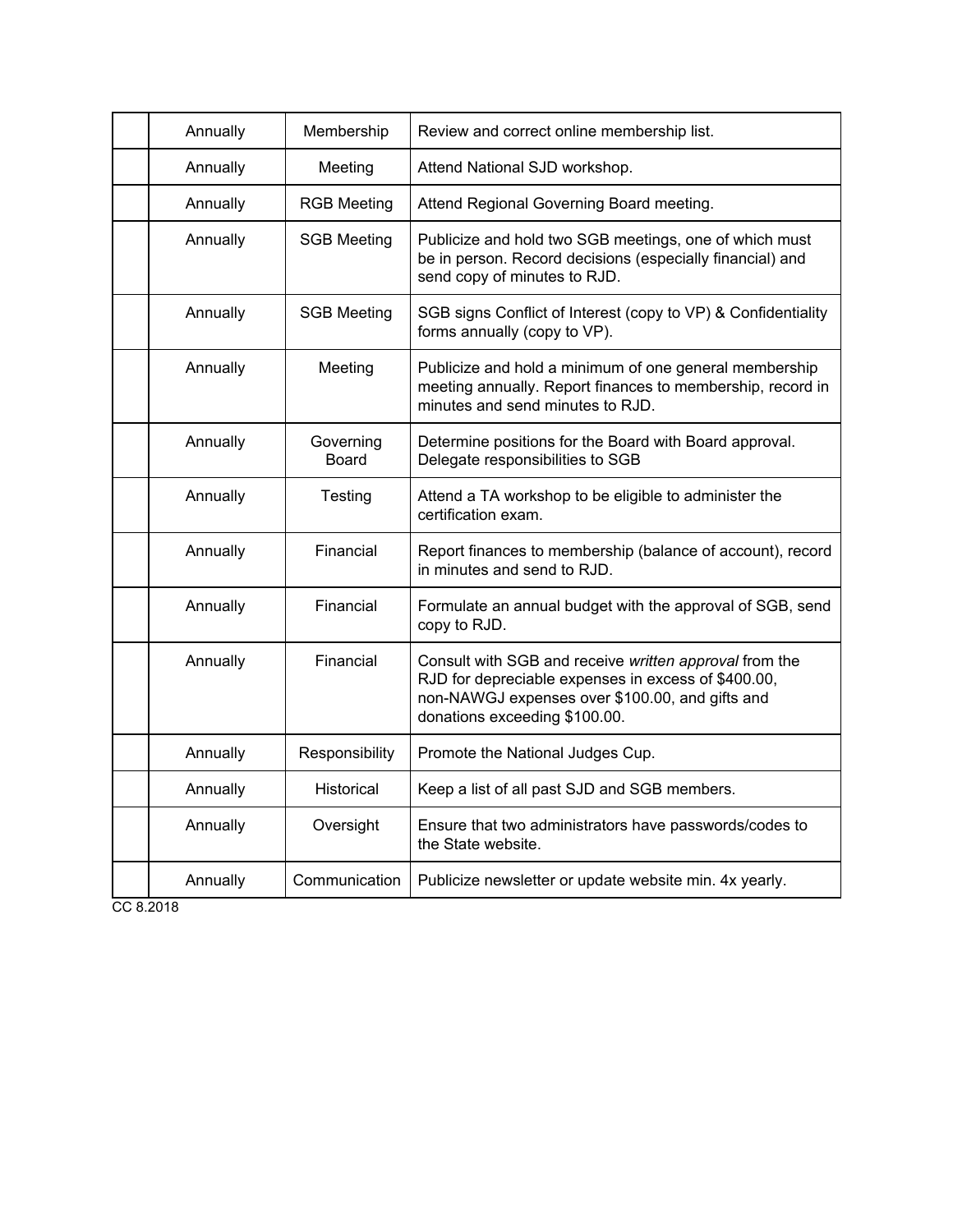| | | | |
|---|---|---|---|
| | Annually | Membership | Review and correct online membership list. |
| | Annually | Meeting | Attend National SJD workshop. |
| | Annually | RGB Meeting | Attend Regional Governing Board meeting. |
| | Annually | SGB Meeting | Publicize and hold two SGB meetings, one of which must be in person. Record decisions (especially financial) and send copy of minutes to RJD. |
| | Annually | SGB Meeting | SGB signs Conflict of Interest (copy to VP) & Confidentiality forms annually (copy to VP). |
| | Annually | Meeting | Publicize and hold a minimum of one general membership meeting annually. Report finances to membership, record in minutes and send minutes to RJD. |
| | Annually | Governing Board | Determine positions for the Board with Board approval. Delegate responsibilities to SGB |
| | Annually | Testing | Attend a TA workshop to be eligible to administer the certification exam. |
| | Annually | Financial | Report finances to membership (balance of account), record in minutes and send to RJD. |
| | Annually | Financial | Formulate an annual budget with the approval of SGB, send copy to RJD. |
| | Annually | Financial | Consult with SGB and receive *written approval* from the RJD for depreciable expenses in excess of $400.00, non-NAWGJ expenses over $100.00, and gifts and donations exceeding $100.00. |
| | Annually | Responsibility | Promote the National Judges Cup. |
| | Annually | Historical | Keep a list of all past SJD and SGB members. |
| | Annually | Oversight | Ensure that two administrators have passwords/codes to the State website. |
| | Annually | Communication | Publicize newsletter or update website min. 4x yearly. |

CC 8.2018